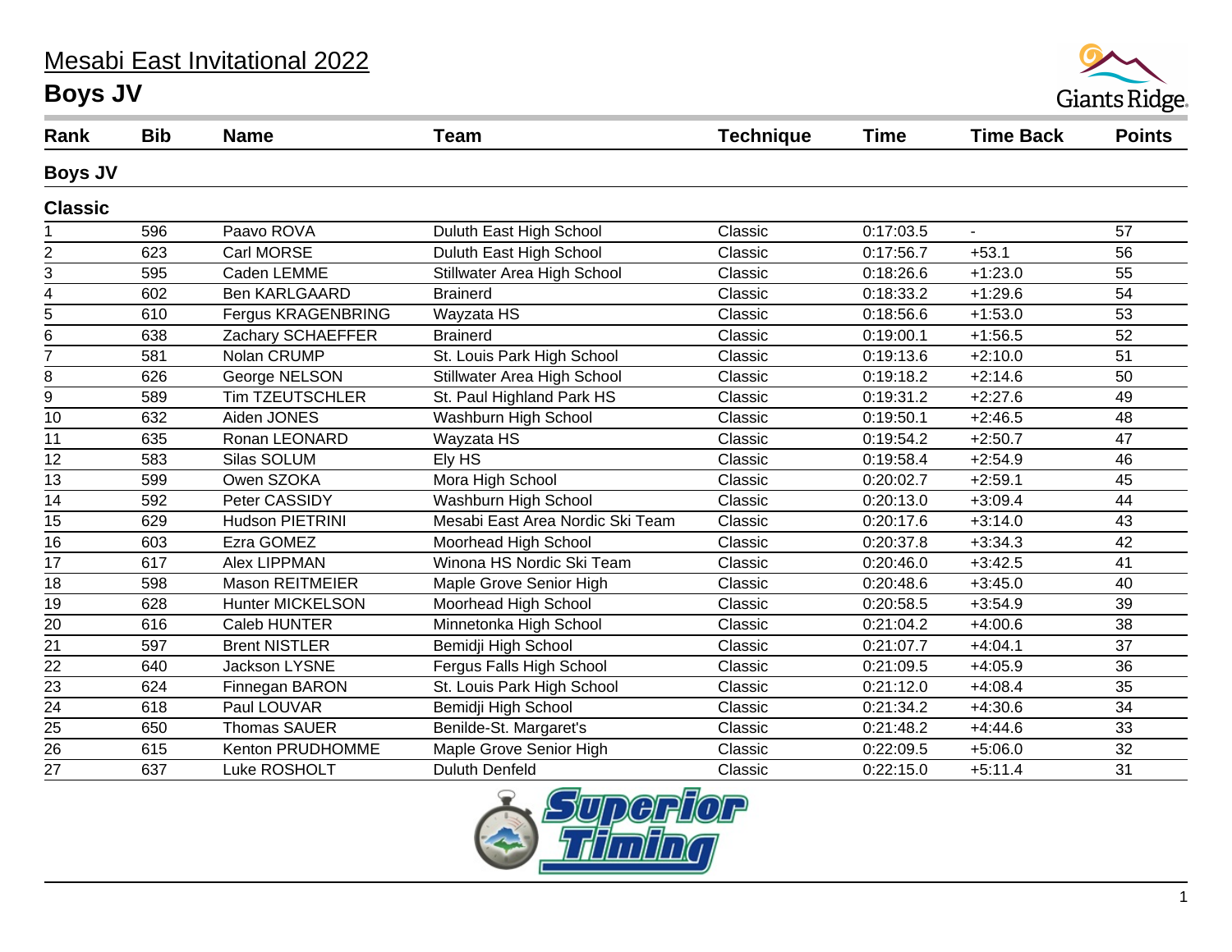# Mesabi East Invitational 2022

## Boys JV

| Rank | Bib | Name | Team | Technique | Time | Time Back | Points |
|---|---|---|---|---|---|---|---|
| **Boys JV** | | | | | | | |
| **Classic** | | | | | | | |
| 1 | 596 | Paavo ROVA | Duluth East High School | Classic | 0:17:03.5 | - | 57 |
| 2 | 623 | Carl MORSE | Duluth East High School | Classic | 0:17:56.7 | +53.1 | 56 |
| 3 | 595 | Caden LEMME | Stillwater Area High School | Classic | 0:18:26.6 | +1:23.0 | 55 |
| 4 | 602 | Ben KARLGAARD | Brainerd | Classic | 0:18:33.2 | +1:29.6 | 54 |
| 5 | 610 | Fergus KRAGENBRING | Wayzata HS | Classic | 0:18:56.6 | +1:53.0 | 53 |
| 6 | 638 | Zachary SCHAEFFER | Brainerd | Classic | 0:19:00.1 | +1:56.5 | 52 |
| 7 | 581 | Nolan CRUMP | St. Louis Park High School | Classic | 0:19:13.6 | +2:10.0 | 51 |
| 8 | 626 | George NELSON | Stillwater Area High School | Classic | 0:19:18.2 | +2:14.6 | 50 |
| 9 | 589 | Tim TZEUTSCHLER | St. Paul Highland Park HS | Classic | 0:19:31.2 | +2:27.6 | 49 |
| 10 | 632 | Aiden JONES | Washburn High School | Classic | 0:19:50.1 | +2:46.5 | 48 |
| 11 | 635 | Ronan LEONARD | Wayzata HS | Classic | 0:19:54.2 | +2:50.7 | 47 |
| 12 | 583 | Silas SOLUM | Ely HS | Classic | 0:19:58.4 | +2:54.9 | 46 |
| 13 | 599 | Owen SZOKA | Mora High School | Classic | 0:20:02.7 | +2:59.1 | 45 |
| 14 | 592 | Peter CASSIDY | Washburn High School | Classic | 0:20:13.0 | +3:09.4 | 44 |
| 15 | 629 | Hudson PIETRINI | Mesabi East Area Nordic Ski Team | Classic | 0:20:17.6 | +3:14.0 | 43 |
| 16 | 603 | Ezra GOMEZ | Moorhead High School | Classic | 0:20:37.8 | +3:34.3 | 42 |
| 17 | 617 | Alex LIPPMAN | Winona HS Nordic Ski Team | Classic | 0:20:46.0 | +3:42.5 | 41 |
| 18 | 598 | Mason REITMEIER | Maple Grove Senior High | Classic | 0:20:48.6 | +3:45.0 | 40 |
| 19 | 628 | Hunter MICKELSON | Moorhead High School | Classic | 0:20:58.5 | +3:54.9 | 39 |
| 20 | 616 | Caleb HUNTER | Minnetonka High School | Classic | 0:21:04.2 | +4:00.6 | 38 |
| 21 | 597 | Brent NISTLER | Bemidji High School | Classic | 0:21:07.7 | +4:04.1 | 37 |
| 22 | 640 | Jackson LYSNE | Fergus Falls High School | Classic | 0:21:09.5 | +4:05.9 | 36 |
| 23 | 624 | Finnegan BARON | St. Louis Park High School | Classic | 0:21:12.0 | +4:08.4 | 35 |
| 24 | 618 | Paul LOUVAR | Bemidji High School | Classic | 0:21:34.2 | +4:30.6 | 34 |
| 25 | 650 | Thomas SAUER | Benilde-St. Margaret's | Classic | 0:21:48.2 | +4:44.6 | 33 |
| 26 | 615 | Kenton PRUDHOMME | Maple Grove Senior High | Classic | 0:22:09.5 | +5:06.0 | 32 |
| 27 | 637 | Luke ROSHOLT | Duluth Denfeld | Classic | 0:22:15.0 | +5:11.4 | 31 |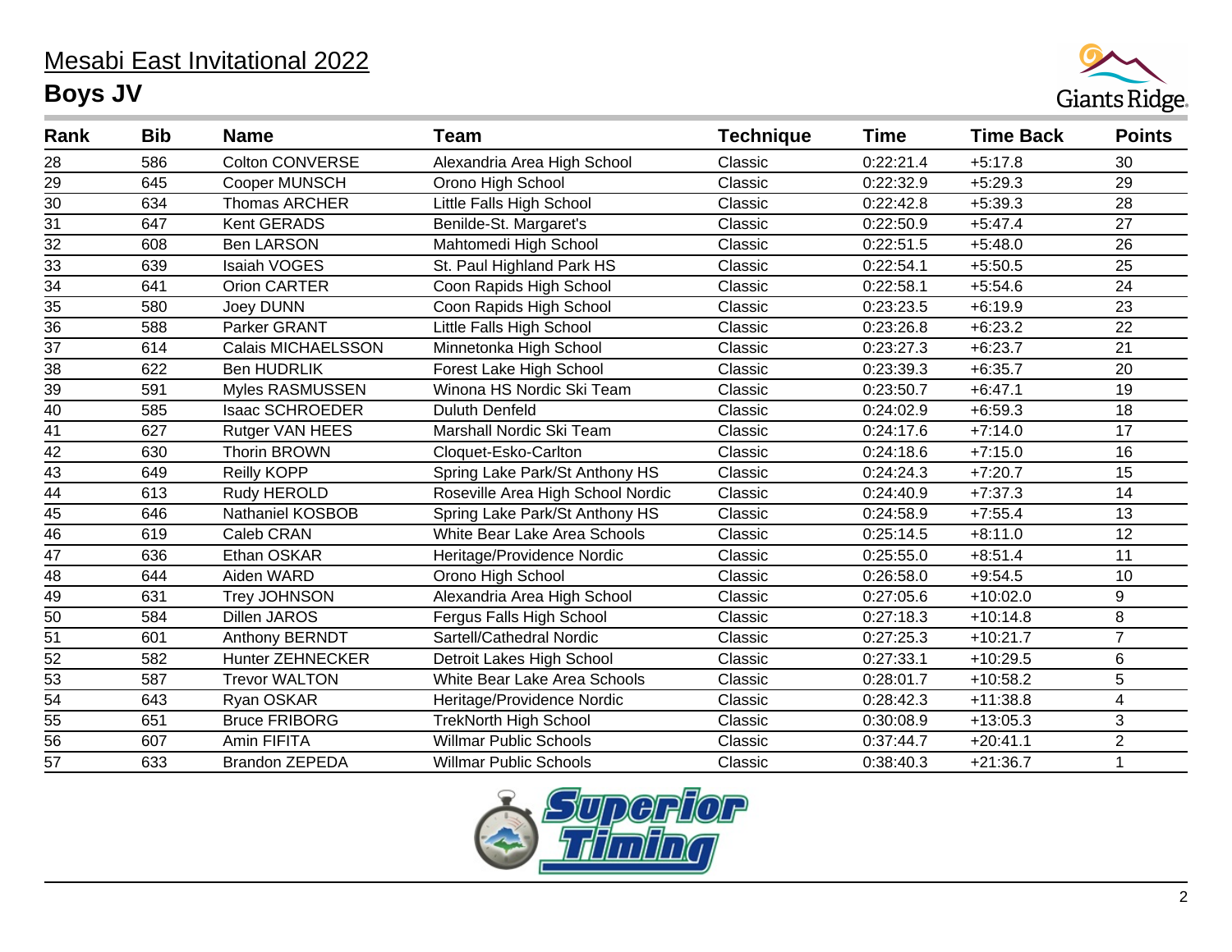# Mesabi East Invitational 2022

## Boys JV

| Rank | Bib | Name | Team | Technique | Time | Time Back | Points |
|---|---|---|---|---|---|---|---|
| 28 | 586 | Colton CONVERSE | Alexandria Area High School | Classic | 0:22:21.4 | +5:17.8 | 30 |
| 29 | 645 | Cooper MUNSCH | Orono High School | Classic | 0:22:32.9 | +5:29.3 | 29 |
| 30 | 634 | Thomas ARCHER | Little Falls High School | Classic | 0:22:42.8 | +5:39.3 | 28 |
| 31 | 647 | Kent GERADS | Benilde-St. Margaret's | Classic | 0:22:50.9 | +5:47.4 | 27 |
| 32 | 608 | Ben LARSON | Mahtomedi High School | Classic | 0:22:51.5 | +5:48.0 | 26 |
| 33 | 639 | Isaiah VOGES | St. Paul Highland Park HS | Classic | 0:22:54.1 | +5:50.5 | 25 |
| 34 | 641 | Orion CARTER | Coon Rapids High School | Classic | 0:22:58.1 | +5:54.6 | 24 |
| 35 | 580 | Joey DUNN | Coon Rapids High School | Classic | 0:23:23.5 | +6:19.9 | 23 |
| 36 | 588 | Parker GRANT | Little Falls High School | Classic | 0:23:26.8 | +6:23.2 | 22 |
| 37 | 614 | Calais MICHAELSSON | Minnetonka High School | Classic | 0:23:27.3 | +6:23.7 | 21 |
| 38 | 622 | Ben HUDRLIK | Forest Lake High School | Classic | 0:23:39.3 | +6:35.7 | 20 |
| 39 | 591 | Myles RASMUSSEN | Winona HS Nordic Ski Team | Classic | 0:23:50.7 | +6:47.1 | 19 |
| 40 | 585 | Isaac SCHROEDER | Duluth Denfeld | Classic | 0:24:02.9 | +6:59.3 | 18 |
| 41 | 627 | Rutger VAN HEES | Marshall Nordic Ski Team | Classic | 0:24:17.6 | +7:14.0 | 17 |
| 42 | 630 | Thorin BROWN | Cloquet-Esko-Carlton | Classic | 0:24:18.6 | +7:15.0 | 16 |
| 43 | 649 | Reilly KOPP | Spring Lake Park/St Anthony HS | Classic | 0:24:24.3 | +7:20.7 | 15 |
| 44 | 613 | Rudy HEROLD | Roseville Area High School Nordic | Classic | 0:24:40.9 | +7:37.3 | 14 |
| 45 | 646 | Nathaniel KOSBOB | Spring Lake Park/St Anthony HS | Classic | 0:24:58.9 | +7:55.4 | 13 |
| 46 | 619 | Caleb CRAN | White Bear Lake Area Schools | Classic | 0:25:14.5 | +8:11.0 | 12 |
| 47 | 636 | Ethan OSKAR | Heritage/Providence Nordic | Classic | 0:25:55.0 | +8:51.4 | 11 |
| 48 | 644 | Aiden WARD | Orono High School | Classic | 0:26:58.0 | +9:54.5 | 10 |
| 49 | 631 | Trey JOHNSON | Alexandria Area High School | Classic | 0:27:05.6 | +10:02.0 | 9 |
| 50 | 584 | Dillen JAROS | Fergus Falls High School | Classic | 0:27:18.3 | +10:14.8 | 8 |
| 51 | 601 | Anthony BERNDT | Sartell/Cathedral Nordic | Classic | 0:27:25.3 | +10:21.7 | 7 |
| 52 | 582 | Hunter ZEHNECKER | Detroit Lakes High School | Classic | 0:27:33.1 | +10:29.5 | 6 |
| 53 | 587 | Trevor WALTON | White Bear Lake Area Schools | Classic | 0:28:01.7 | +10:58.2 | 5 |
| 54 | 643 | Ryan OSKAR | Heritage/Providence Nordic | Classic | 0:28:42.3 | +11:38.8 | 4 |
| 55 | 651 | Bruce FRIBORG | TrekNorth High School | Classic | 0:30:08.9 | +13:05.3 | 3 |
| 56 | 607 | Amin FIFITA | Willmar Public Schools | Classic | 0:37:44.7 | +20:41.1 | 2 |
| 57 | 633 | Brandon ZEPEDA | Willmar Public Schools | Classic | 0:38:40.3 | +21:36.7 | 1 |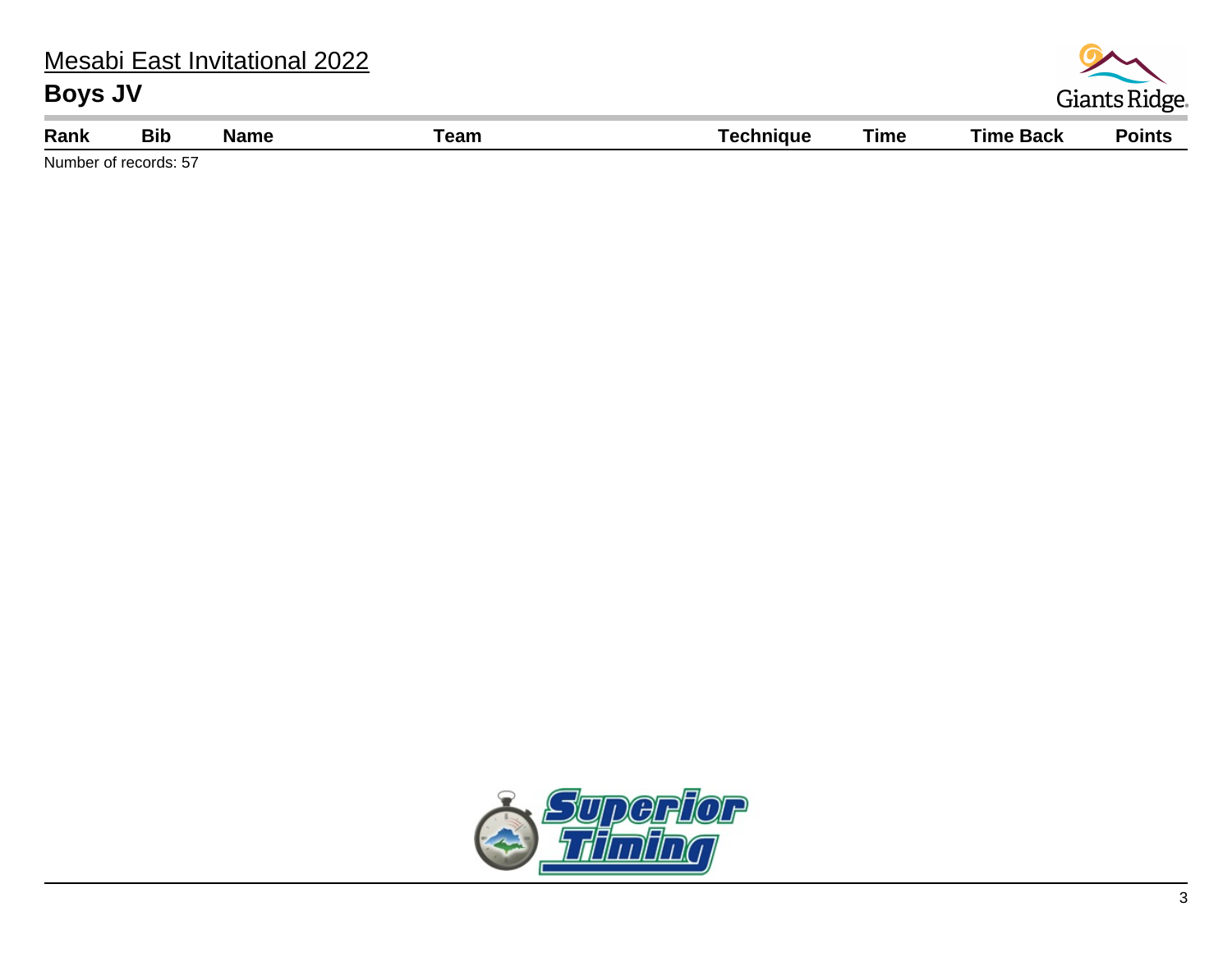# Mesabi East Invitational 2022

## Boys JV

| Rank | Bib | Name | Team | Technique | Time | Time Back | Points |
|---|---|---|---|---|---|---|---|

Number of records: 57